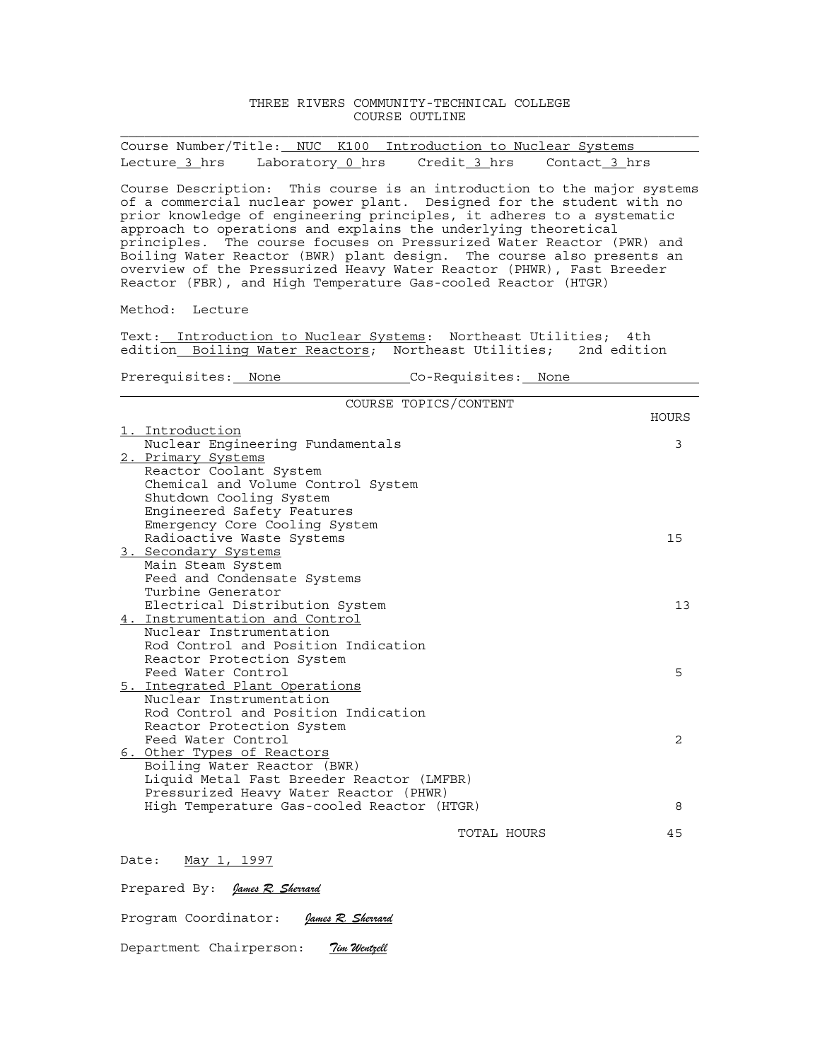# THREE RIVERS COMMUNITY-TECHNICAL COLLEGE
## COURSE OUTLINE

Course Number/Title: NUC K100 Introduction to Nuclear Systems

Lecture 3 hrs  Laboratory 0 hrs  Credit 3 hrs  Contact 3 hrs

Course Description: This course is an introduction to the major systems of a commercial nuclear power plant. Designed for the student with no prior knowledge of engineering principles, it adheres to a systematic approach to operations and explains the underlying theoretical principles. The course focuses on Pressurized Water Reactor (PWR) and Boiling Water Reactor (BWR) plant design. The course also presents an overview of the Pressurized Heavy Water Reactor (PHWR), Fast Breeder Reactor (FBR), and High Temperature Gas-cooled Reactor (HTGR)

Method: Lecture

Text: Introduction to Nuclear Systems: Northeast Utilities; 4th edition Boiling Water Reactors; Northeast Utilities; 2nd edition

Prerequisites: None  Co-Requisites: None

### COURSE TOPICS/CONTENT

| | HOURS |
|---|---|
| 1. Introduction | |
| Nuclear Engineering Fundamentals | 3 |
| 2. Primary Systems | |
| Reactor Coolant System | |
| Chemical and Volume Control System | |
| Shutdown Cooling System | |
| Engineered Safety Features | |
| Emergency Core Cooling System | |
| Radioactive Waste Systems | 15 |
| 3. Secondary Systems | |
| Main Steam System | |
| Feed and Condensate Systems | |
| Turbine Generator | |
| Electrical Distribution System | 13 |
| 4. Instrumentation and Control | |
| Nuclear Instrumentation | |
| Rod Control and Position Indication | |
| Reactor Protection System | |
| Feed Water Control | 5 |
| 5. Integrated Plant Operations | |
| Nuclear Instrumentation | |
| Rod Control and Position Indication | |
| Reactor Protection System | |
| Feed Water Control | 2 |
| 6. Other Types of Reactors | |
| Boiling Water Reactor (BWR) | |
| Liquid Metal Fast Breeder Reactor (LMFBR) | |
| Pressurized Heavy Water Reactor (PHWR) | |
| High Temperature Gas-cooled Reactor (HTGR) | 8 |
| TOTAL HOURS | 45 |

Date: May 1, 1997

Prepared By: *James R. Sherrard*

Program Coordinator: *James R. Sherrard*

Department Chairperson: *Tim Wentzell*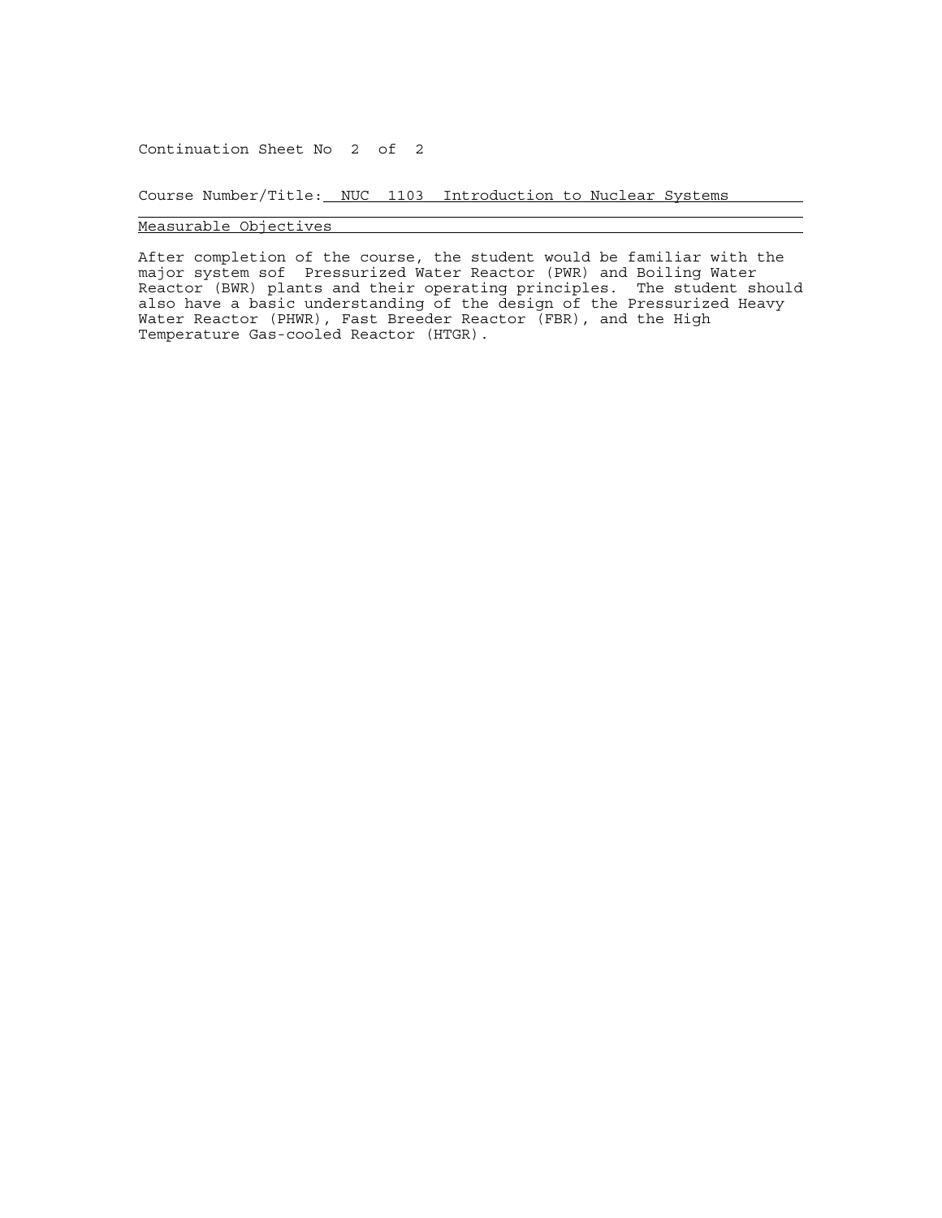Continuation Sheet No 2 of 2

Course Number/Title: NUC 1103 Introduction to Nuclear Systems

## Measurable Objectives

After completion of the course, the student would be familiar with the major system sof Pressurized Water Reactor (PWR) and Boiling Water Reactor (BWR) plants and their operating principles. The student should also have a basic understanding of the design of the Pressurized Heavy Water Reactor (PHWR), Fast Breeder Reactor (FBR), and the High Temperature Gas-cooled Reactor (HTGR).